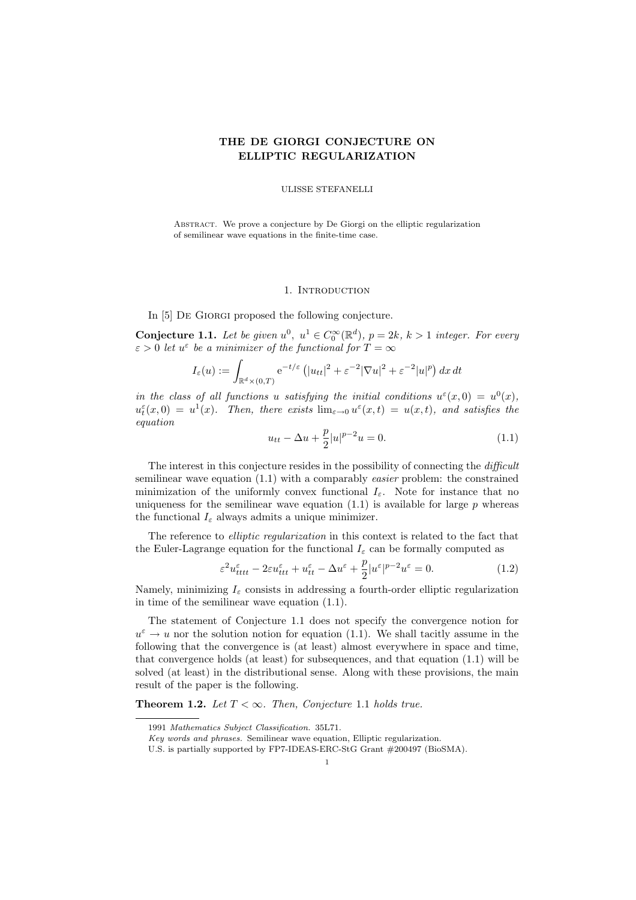# THE DE GIORGI CONJECTURE ON ELLIPTIC REGULARIZATION

ULISSE STEFANELLI

Abstract. We prove a conjecture by De Giorgi on the elliptic regularization of semilinear wave equations in the finite-time case.

## 1. Introduction

In [5] De Giorgi proposed the following conjecture.

**Conjecture 1.1.** *Let be given $u^0,\ u^1 \in C_0^\infty(\mathbb{R}^d)$, $p = 2k$, $k > 1$ integer. For every $\varepsilon > 0$ let $u^\varepsilon$ be a minimizer of the functional for $T = \infty$*

$$I_\varepsilon(u) := \int_{\mathbb{R}^d \times (0,T)} \mathrm{e}^{-t/\varepsilon} \left( |u_{tt}|^2 + \varepsilon^{-2} |\nabla u|^2 + \varepsilon^{-2} |u|^p \right) dx\, dt$$

*in the class of all functions $u$ satisfying the initial conditions $u^\varepsilon(x,0) = u^0(x)$, $u^\varepsilon_t(x,0) = u^1(x)$. Then, there exists $\lim_{\varepsilon \to 0} u^\varepsilon(x,t) = u(x,t)$, and satisfies the equation*

$$u_{tt} - \Delta u + \frac{p}{2} |u|^{p-2} u = 0. \tag{1.1}$$

The interest in this conjecture resides in the possibility of connecting the *difficult* semilinear wave equation (1.1) with a comparably *easier* problem: the constrained minimization of the uniformly convex functional $I_\varepsilon$. Note for instance that no uniqueness for the semilinear wave equation (1.1) is available for large $p$ whereas the functional $I_\varepsilon$ always admits a unique minimizer.

The reference to *elliptic regularization* in this context is related to the fact that the Euler-Lagrange equation for the functional $I_\varepsilon$ can be formally computed as

$$\varepsilon^2 u^\varepsilon_{tttt} - 2\varepsilon u^\varepsilon_{ttt} + u^\varepsilon_{tt} - \Delta u^\varepsilon + \frac{p}{2} |u^\varepsilon|^{p-2} u^\varepsilon = 0. \tag{1.2}$$

Namely, minimizing $I_\varepsilon$ consists in addressing a fourth-order elliptic regularization in time of the semilinear wave equation (1.1).

The statement of Conjecture 1.1 does not specify the convergence notion for $u^\varepsilon \to u$ nor the solution notion for equation (1.1). We shall tacitly assume in the following that the convergence is (at least) almost everywhere in space and time, that convergence holds (at least) for subsequences, and that equation (1.1) will be solved (at least) in the distributional sense. Along with these provisions, the main result of the paper is the following.

**Theorem 1.2.** *Let $T < \infty$. Then, Conjecture 1.1 holds true.*

---

1991 *Mathematics Subject Classification.* 35L71.

*Key words and phrases.* Semilinear wave equation, Elliptic regularization.

U.S. is partially supported by FP7-IDEAS-ERC-StG Grant #200497 (BioSMA).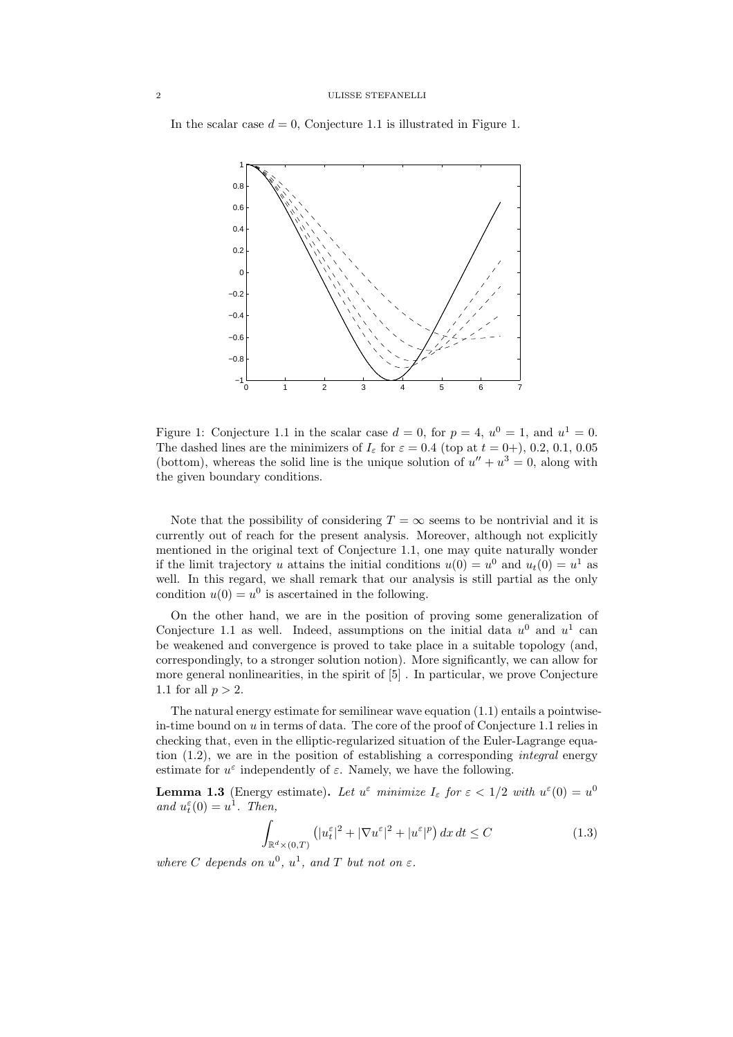In the scalar case $d = 0$, Conjecture 1.1 is illustrated in Figure 1.

Figure 1: Conjecture 1.1 in the scalar case $d = 0$, for $p = 4$, $u^0 = 1$, and $u^1 = 0$. The dashed lines are the minimizers of $I_\varepsilon$ for $\varepsilon = 0.4$ (top at $t = 0+$), 0.2, 0.1, 0.05 (bottom), whereas the solid line is the unique solution of $u'' + u^3 = 0$, along with the given boundary conditions.

Note that the possibility of considering $T = \infty$ seems to be nontrivial and it is currently out of reach for the present analysis. Moreover, although not explicitly mentioned in the original text of Conjecture 1.1, one may quite naturally wonder if the limit trajectory $u$ attains the initial conditions $u(0) = u^0$ and $u_t(0) = u^1$ as well. In this regard, we shall remark that our analysis is still partial as the only condition $u(0) = u^0$ is ascertained in the following.

On the other hand, we are in the position of proving some generalization of Conjecture 1.1 as well. Indeed, assumptions on the initial data $u^0$ and $u^1$ can be weakened and convergence is proved to take place in a suitable topology (and, correspondingly, to a stronger solution notion). More significantly, we can allow for more general nonlinearities, in the spirit of [5] . In particular, we prove Conjecture 1.1 for all $p > 2$.

The natural energy estimate for semilinear wave equation (1.1) entails a pointwise-in-time bound on $u$ in terms of data. The core of the proof of Conjecture 1.1 relies in checking that, even in the elliptic-regularized situation of the Euler-Lagrange equation (1.2), we are in the position of establishing a corresponding *integral* energy estimate for $u^\varepsilon$ independently of $\varepsilon$. Namely, we have the following.

**Lemma 1.3** (Energy estimate). *Let $u^\varepsilon$ minimize $I_\varepsilon$ for $\varepsilon < 1/2$ with $u^\varepsilon(0) = u^0$ and $u^\varepsilon_t(0) = u^1$. Then,*

$$\int_{\mathbb{R}^d \times (0,T)} \left( |u^\varepsilon_t|^2 + |\nabla u^\varepsilon|^2 + |u^\varepsilon|^p \right) dx\, dt \leq C \tag{1.3}$$

*where $C$ depends on $u^0$, $u^1$, and $T$ but not on $\varepsilon$.*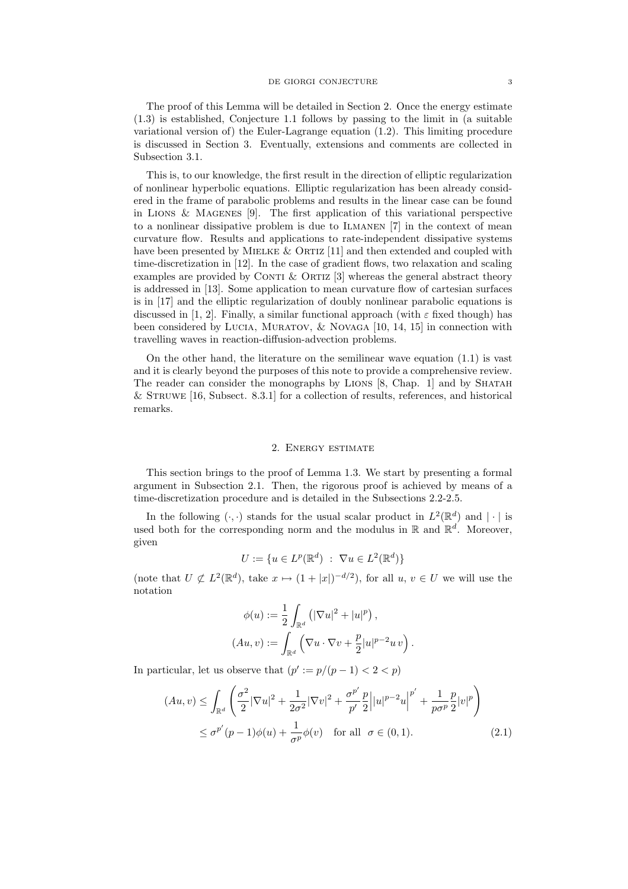The proof of this Lemma will be detailed in Section 2. Once the energy estimate (1.3) is established, Conjecture 1.1 follows by passing to the limit in (a suitable variational version of) the Euler-Lagrange equation (1.2). This limiting procedure is discussed in Section 3. Eventually, extensions and comments are collected in Subsection 3.1.

This is, to our knowledge, the first result in the direction of elliptic regularization of nonlinear hyperbolic equations. Elliptic regularization has been already considered in the frame of parabolic problems and results in the linear case can be found in Lions & Magenes [9]. The first application of this variational perspective to a nonlinear dissipative problem is due to Ilmanen [7] in the context of mean curvature flow. Results and applications to rate-independent dissipative systems have been presented by Mielke & Ortiz [11] and then extended and coupled with time-discretization in [12]. In the case of gradient flows, two relaxation and scaling examples are provided by Conti & Ortiz [3] whereas the general abstract theory is addressed in [13]. Some application to mean curvature flow of cartesian surfaces is in [17] and the elliptic regularization of doubly nonlinear parabolic equations is discussed in [1, 2]. Finally, a similar functional approach (with $\varepsilon$ fixed though) has been considered by Lucia, Muratov, & Novaga [10, 14, 15] in connection with travelling waves in reaction-diffusion-advection problems.

On the other hand, the literature on the semilinear wave equation (1.1) is vast and it is clearly beyond the purposes of this note to provide a comprehensive review. The reader can consider the monographs by Lions [8, Chap. 1] and by Shatah & Struwe [16, Subsect. 8.3.1] for a collection of results, references, and historical remarks.

## 2. Energy estimate

This section brings to the proof of Lemma 1.3. We start by presenting a formal argument in Subsection 2.1. Then, the rigorous proof is achieved by means of a time-discretization procedure and is detailed in the Subsections 2.2-2.5.

In the following $(\cdot,\cdot)$ stands for the usual scalar product in $L^2(\mathbb{R}^d)$ and $|\cdot|$ is used both for the corresponding norm and the modulus in $\mathbb{R}$ and $\mathbb{R}^d$. Moreover, given

$$U := \{u \in L^p(\mathbb{R}^d) \ : \ \nabla u \in L^2(\mathbb{R}^d)\}$$

(note that $U \not\subset L^2(\mathbb{R}^d)$, take $x \mapsto (1+|x|)^{-d/2}$), for all $u,\, v \in U$ we will use the notation

$$\phi(u) := \frac{1}{2}\int_{\mathbb{R}^d} \left(|\nabla u|^2 + |u|^p\right),$$

$$(Au, v) := \int_{\mathbb{R}^d} \left(\nabla u \cdot \nabla v + \frac{p}{2}|u|^{p-2}u\, v\right).$$

In particular, let us observe that ($p' := p/(p-1) < 2 < p$)

$$\begin{aligned}(Au, v) &\leq \int_{\mathbb{R}^d} \left(\frac{\sigma^2}{2}|\nabla u|^2 + \frac{1}{2\sigma^2}|\nabla v|^2 + \frac{\sigma^{p'}}{p'}\frac{p}{2}\left||u|^{p-2}u\right|^{p'} + \frac{1}{p\sigma^p}\frac{p}{2}|v|^p\right) \\ &\leq \sigma^{p'}(p-1)\phi(u) + \frac{1}{\sigma^p}\phi(v) \quad \text{for all } \ \sigma \in (0,1). \end{aligned} \tag{2.1}$$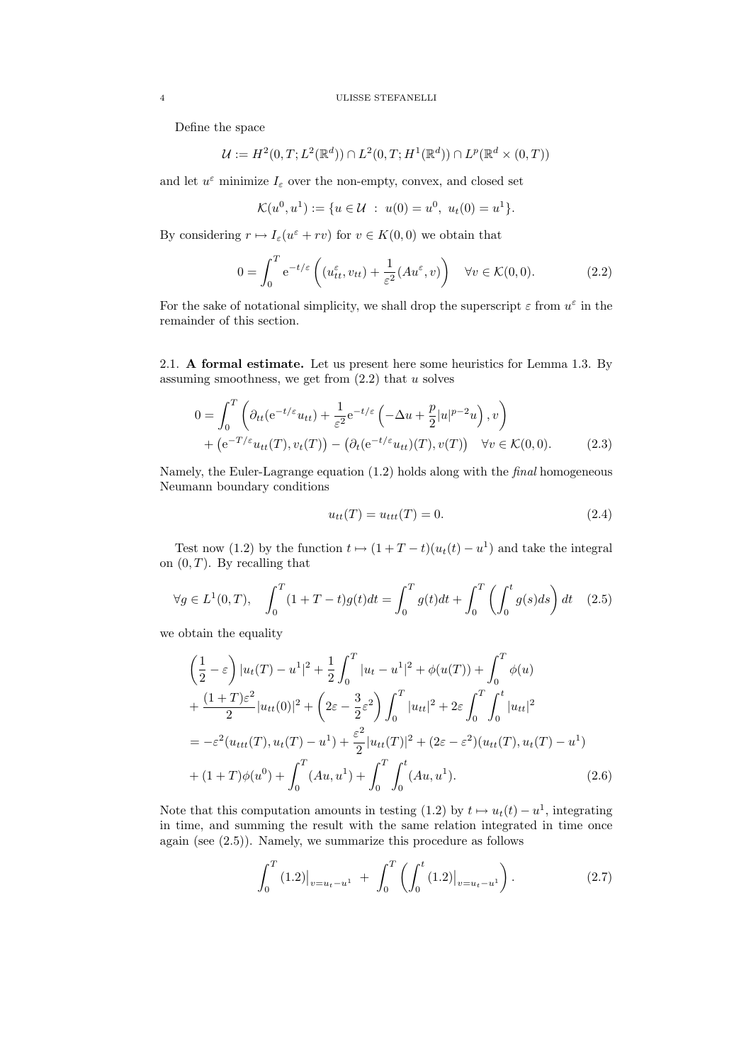Define the space

$$\mathcal{U} := H^2(0,T;L^2(\mathbb{R}^d)) \cap L^2(0,T;H^1(\mathbb{R}^d)) \cap L^p(\mathbb{R}^d \times (0,T))$$

and let $u^\varepsilon$ minimize $I_\varepsilon$ over the non-empty, convex, and closed set

$$\mathcal{K}(u^0,u^1) := \{u \in \mathcal{U} \ : \ u(0) = u^0, \ u_t(0) = u^1\}.$$

By considering $r \mapsto I_\varepsilon(u^\varepsilon + rv)$ for $v \in K(0,0)$ we obtain that

$$0 = \int_0^T \mathrm{e}^{-t/\varepsilon} \left( (u^\varepsilon_{tt}, v_{tt}) + \frac{1}{\varepsilon^2}(Au^\varepsilon, v) \right) \quad \forall v \in \mathcal{K}(0,0). \tag{2.2}$$

For the sake of notational simplicity, we shall drop the superscript $\varepsilon$ from $u^\varepsilon$ in the remainder of this section.

### 2.1. A formal estimate.

Let us present here some heuristics for Lemma 1.3. By assuming smoothness, we get from (2.2) that $u$ solves

$$\begin{aligned} 0 = &\int_0^T \left( \partial_{tt}(\mathrm{e}^{-t/\varepsilon}u_{tt}) + \frac{1}{\varepsilon^2}\mathrm{e}^{-t/\varepsilon}\left(-\Delta u + \frac{p}{2}|u|^{p-2}u\right), v\right) \\ &+ \left(\mathrm{e}^{-T/\varepsilon}u_{tt}(T), v_t(T)\right) - \left(\partial_t(\mathrm{e}^{-t/\varepsilon}u_{tt})(T), v(T)\right) \quad \forall v \in \mathcal{K}(0,0). \end{aligned} \tag{2.3}$$

Namely, the Euler-Lagrange equation (1.2) holds along with the *final* homogeneous Neumann boundary conditions

$$u_{tt}(T) = u_{ttt}(T) = 0. \tag{2.4}$$

Test now (1.2) by the function $t \mapsto (1+T-t)(u_t(t) - u^1)$ and take the integral on $(0,T)$. By recalling that

$$\forall g \in L^1(0,T), \quad \int_0^T (1+T-t)g(t)dt = \int_0^T g(t)dt + \int_0^T \left(\int_0^t g(s)ds\right)dt \tag{2.5}$$

we obtain the equality

$$\begin{aligned} &\left(\frac{1}{2} - \varepsilon\right)|u_t(T) - u^1|^2 + \frac{1}{2}\int_0^T |u_t - u^1|^2 + \phi(u(T)) + \int_0^T \phi(u) \\ &+ \frac{(1+T)\varepsilon^2}{2}|u_{tt}(0)|^2 + \left(2\varepsilon - \frac{3}{2}\varepsilon^2\right)\int_0^T |u_{tt}|^2 + 2\varepsilon \int_0^T \int_0^t |u_{tt}|^2 \\ &= -\varepsilon^2(u_{ttt}(T), u_t(T) - u^1) + \frac{\varepsilon^2}{2}|u_{tt}(T)|^2 + (2\varepsilon - \varepsilon^2)(u_{tt}(T), u_t(T) - u^1) \\ &+ (1+T)\phi(u^0) + \int_0^T (Au, u^1) + \int_0^T \int_0^t (Au, u^1). \end{aligned} \tag{2.6}$$

Note that this computation amounts in testing (1.2) by $t \mapsto u_t(t) - u^1$, integrating in time, and summing the result with the same relation integrated in time once again (see (2.5)). Namely, we summarize this procedure as follows

$$\int_0^T (1.2)\big|_{v=u_t-u^1} \ + \ \int_0^T \left(\int_0^t (1.2)\big|_{v=u_t-u^1}\right). \tag{2.7}$$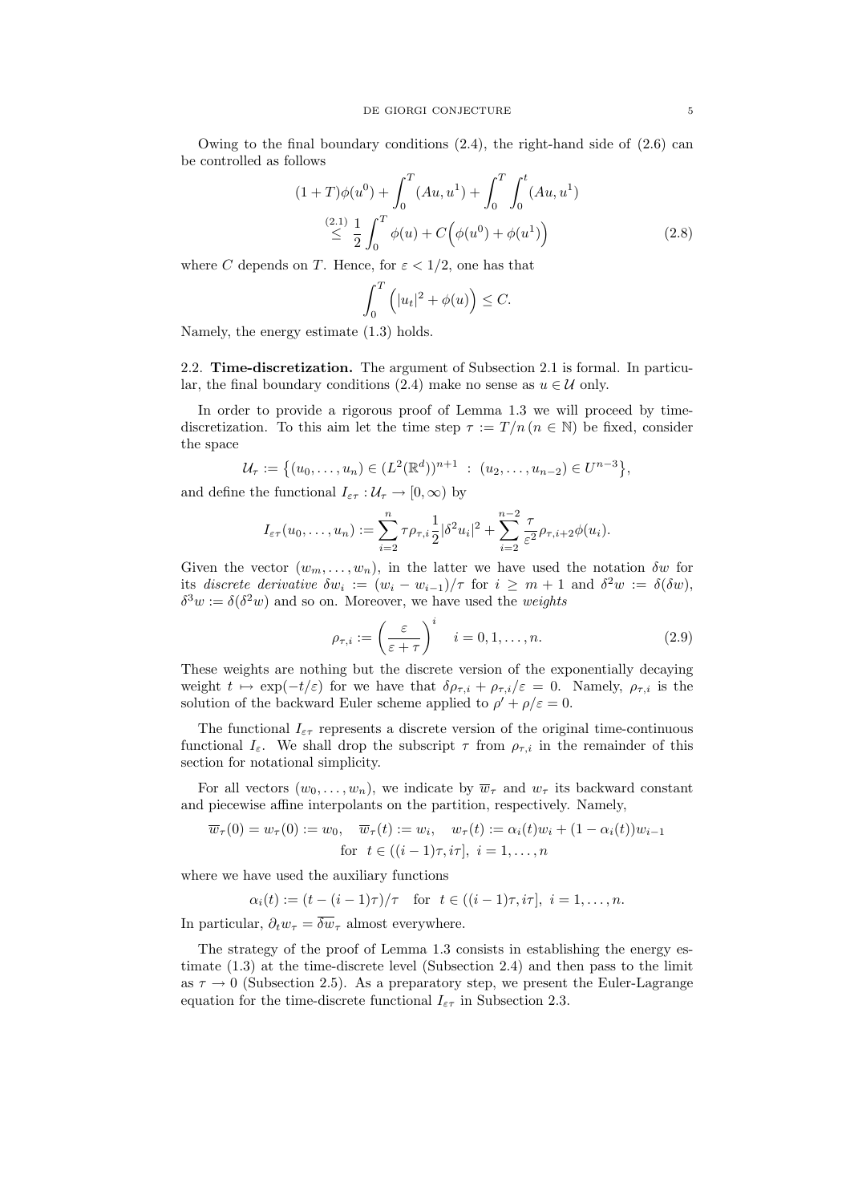Owing to the final boundary conditions (2.4), the right-hand side of (2.6) can be controlled as follows

$$
\begin{aligned}
&(1+T)\phi(u^0) + \int_0^T (Au, u^1) + \int_0^T \int_0^t (Au, u^1) \\
&\quad \overset{(2.1)}{\leq} \frac{1}{2}\int_0^T \phi(u) + C\Big(\phi(u^0) + \phi(u^1)\Big)
\end{aligned}
\tag{2.8}
$$

where $C$ depends on $T$. Hence, for $\varepsilon < 1/2$, one has that

$$
\int_0^T \Big(|u_t|^2 + \phi(u)\Big) \leq C.
$$

Namely, the energy estimate (1.3) holds.

**2.2. Time-discretization.** The argument of Subsection 2.1 is formal. In particular, the final boundary conditions (2.4) make no sense as $u \in \mathcal{U}$ only.

In order to provide a rigorous proof of Lemma 1.3 we will proceed by time-discretization. To this aim let the time step $\tau := T/n\,(n \in \mathbb{N})$ be fixed, consider the space

$$
\mathcal{U}_\tau := \big\{(u_0, \dots, u_n) \in (L^2(\mathbb{R}^d))^{n+1} \ : \ (u_2, \dots, u_{n-2}) \in U^{n-3}\big\},
$$

and define the functional $I_{\varepsilon\tau} : \mathcal{U}_\tau \to [0, \infty)$ by

$$
I_{\varepsilon\tau}(u_0, \dots, u_n) := \sum_{i=2}^n \tau \rho_{\tau,i} \frac{1}{2}|\delta^2 u_i|^2 + \sum_{i=2}^{n-2} \frac{\tau}{\varepsilon^2}\rho_{\tau,i+2}\phi(u_i).
$$

Given the vector $(w_m, \dots, w_n)$, in the latter we have used the notation $\delta w$ for its *discrete derivative* $\delta w_i := (w_i - w_{i-1})/\tau$ for $i \geq m+1$ and $\delta^2 w := \delta(\delta w)$, $\delta^3 w := \delta(\delta^2 w)$ and so on. Moreover, we have used the *weights*

$$
\rho_{\tau,i} := \left(\frac{\varepsilon}{\varepsilon + \tau}\right)^i \quad i = 0, 1, \dots, n. \tag{2.9}
$$

These weights are nothing but the discrete version of the exponentially decaying weight $t \mapsto \exp(-t/\varepsilon)$ for we have that $\delta\rho_{\tau,i} + \rho_{\tau,i}/\varepsilon = 0$. Namely, $\rho_{\tau,i}$ is the solution of the backward Euler scheme applied to $\rho' + \rho/\varepsilon = 0$.

The functional $I_{\varepsilon\tau}$ represents a discrete version of the original time-continuous functional $I_\varepsilon$. We shall drop the subscript $\tau$ from $\rho_{\tau,i}$ in the remainder of this section for notational simplicity.

For all vectors $(w_0, \dots, w_n)$, we indicate by $\overline{w}_\tau$ and $w_\tau$ its backward constant and piecewise affine interpolants on the partition, respectively. Namely,

$$
\begin{aligned}
\overline{w}_\tau(0) = w_\tau(0) := w_0, \quad \overline{w}_\tau(t) := w_i, \quad w_\tau(t) := \alpha_i(t) w_i + (1 - \alpha_i(t)) w_{i-1} \\
\text{for} \ \ t \in ((i-1)\tau, i\tau], \ i = 1, \dots, n
\end{aligned}
$$

where we have used the auxiliary functions

$$
\alpha_i(t) := (t - (i-1)\tau)/\tau \quad \text{for} \ \ t \in ((i-1)\tau, i\tau], \ i = 1, \dots, n.
$$

In particular, $\partial_t w_\tau = \overline{\delta w}_\tau$ almost everywhere.

The strategy of the proof of Lemma 1.3 consists in establishing the energy estimate (1.3) at the time-discrete level (Subsection 2.4) and then pass to the limit as $\tau \to 0$ (Subsection 2.5). As a preparatory step, we present the Euler-Lagrange equation for the time-discrete functional $I_{\varepsilon\tau}$ in Subsection 2.3.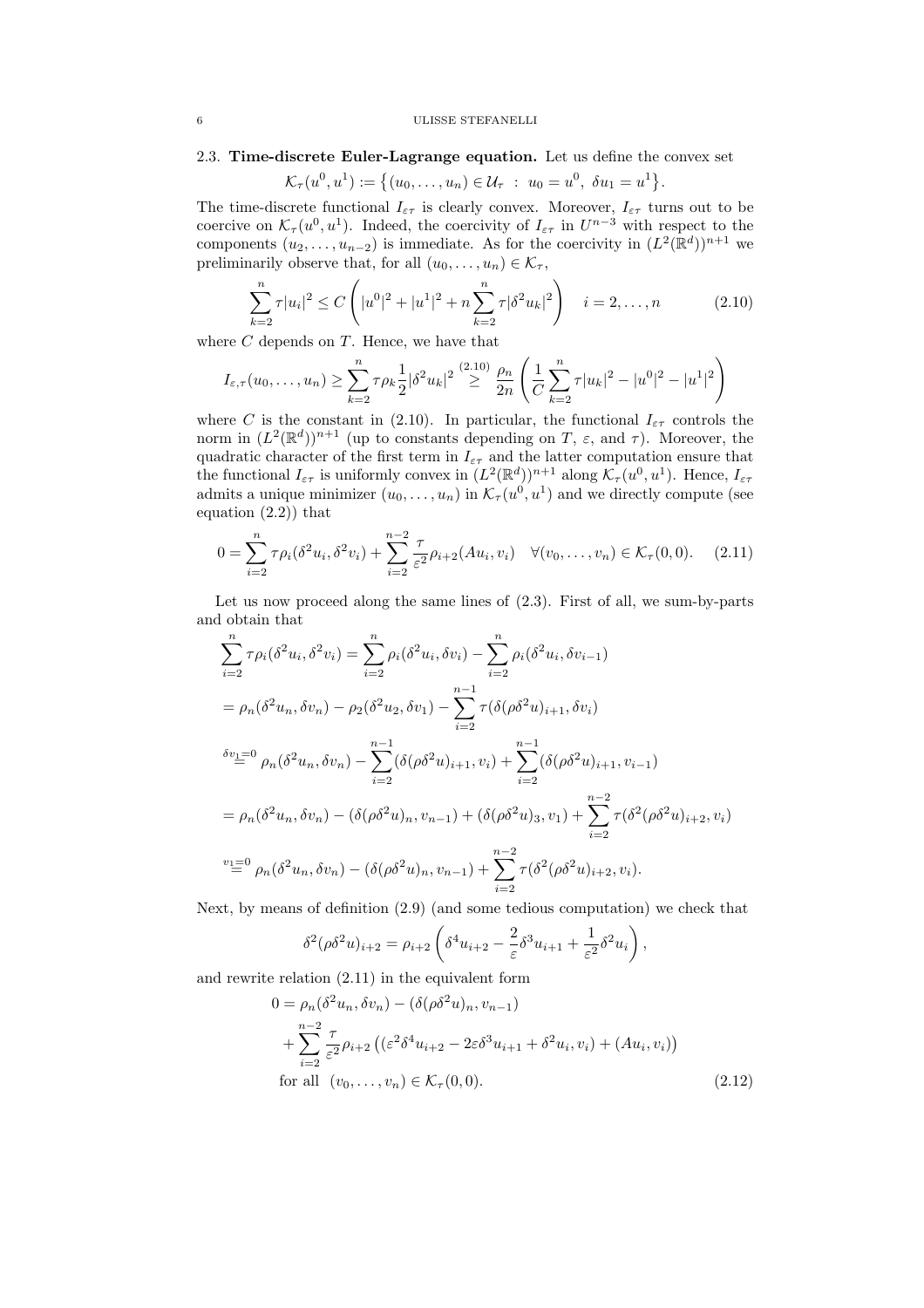### 2.3. **Time-discrete Euler-Lagrange equation.**

Let us define the convex set

$$\mathcal{K}_\tau(u^0,u^1) := \big\{(u_0,\dots,u_n)\in\mathcal{U}_\tau \ : \ u_0=u^0, \ \delta u_1 = u^1\big\}.$$

The time-discrete functional $I_{\varepsilon\tau}$ is clearly convex. Moreover, $I_{\varepsilon\tau}$ turns out to be coercive on $\mathcal{K}_\tau(u^0,u^1)$. Indeed, the coercivity of $I_{\varepsilon\tau}$ in $U^{n-3}$ with respect to the components $(u_2,\dots,u_{n-2})$ is immediate. As for the coercivity in $(L^2(\mathbb{R}^d))^{n+1}$ we preliminarily observe that, for all $(u_0,\dots,u_n)\in\mathcal{K}_\tau$,

$$\sum_{k=2}^n \tau|u_i|^2 \leq C\left(|u^0|^2+|u^1|^2+n\sum_{k=2}^n\tau|\delta^2u_k|^2\right) \quad i=2,\dots,n \tag{2.10}$$

where $C$ depends on $T$. Hence, we have that

$$I_{\varepsilon,\tau}(u_0,\dots,u_n)\geq \sum_{k=2}^n \tau\rho_k\frac{1}{2}|\delta^2u_k|^2 \overset{(2.10)}{\geq} \frac{\rho_n}{2n}\left(\frac{1}{C}\sum_{k=2}^n\tau|u_k|^2-|u^0|^2-|u^1|^2\right)$$

where $C$ is the constant in (2.10). In particular, the functional $I_{\varepsilon\tau}$ controls the norm in $(L^2(\mathbb{R}^d))^{n+1}$ (up to constants depending on $T$, $\varepsilon$, and $\tau$). Moreover, the quadratic character of the first term in $I_{\varepsilon\tau}$ and the latter computation ensure that the functional $I_{\varepsilon\tau}$ is uniformly convex in $(L^2(\mathbb{R}^d))^{n+1}$ along $\mathcal{K}_\tau(u^0,u^1)$. Hence, $I_{\varepsilon\tau}$ admits a unique minimizer $(u_0,\dots,u_n)$ in $\mathcal{K}_\tau(u^0,u^1)$ and we directly compute (see equation (2.2)) that

$$0=\sum_{i=2}^n\tau\rho_i(\delta^2u_i,\delta^2v_i)+\sum_{i=2}^{n-2}\frac{\tau}{\varepsilon^2}\rho_{i+2}(Au_i,v_i) \quad \forall (v_0,\dots,v_n)\in\mathcal{K}_\tau(0,0). \tag{2.11}$$

Let us now proceed along the same lines of (2.3). First of all, we sum-by-parts and obtain that

$$\begin{aligned}
&\sum_{i=2}^n\tau\rho_i(\delta^2u_i,\delta^2v_i) = \sum_{i=2}^n\rho_i(\delta^2u_i,\delta v_i)-\sum_{i=2}^n\rho_i(\delta^2u_i,\delta v_{i-1})\\
&=\rho_n(\delta^2u_n,\delta v_n)-\rho_2(\delta^2u_2,\delta v_1)-\sum_{i=2}^{n-1}\tau(\delta(\rho\delta^2u)_{i+1},\delta v_i)\\
&\overset{\delta v_1=0}{=}\rho_n(\delta^2u_n,\delta v_n)-\sum_{i=2}^{n-1}(\delta(\rho\delta^2u)_{i+1},v_i)+\sum_{i=2}^{n-1}(\delta(\rho\delta^2u)_{i+1},v_{i-1})\\
&=\rho_n(\delta^2u_n,\delta v_n)-(\delta(\rho\delta^2u)_n,v_{n-1})+(\delta(\rho\delta^2u)_3,v_1)+\sum_{i=2}^{n-2}\tau(\delta^2(\rho\delta^2u)_{i+2},v_i)\\
&\overset{v_1=0}{=}\rho_n(\delta^2u_n,\delta v_n)-(\delta(\rho\delta^2u)_n,v_{n-1})+\sum_{i=2}^{n-2}\tau(\delta^2(\rho\delta^2u)_{i+2},v_i).
\end{aligned}$$

Next, by means of definition (2.9) (and some tedious computation) we check that

$$\delta^2(\rho\delta^2u)_{i+2}=\rho_{i+2}\left(\delta^4u_{i+2}-\frac{2}{\varepsilon}\delta^3u_{i+1}+\frac{1}{\varepsilon^2}\delta^2u_i\right),$$

and rewrite relation (2.11) in the equivalent form

$$\begin{aligned}
0&=\rho_n(\delta^2u_n,\delta v_n)-(\delta(\rho\delta^2u)_n,v_{n-1})\\
&\quad+\sum_{i=2}^{n-2}\frac{\tau}{\varepsilon^2}\rho_{i+2}\big((\varepsilon^2\delta^4u_{i+2}-2\varepsilon\delta^3u_{i+1}+\delta^2u_i,v_i)+(Au_i,v_i)\big)\\
&\quad\text{for all } \ (v_0,\dots,v_n)\in\mathcal{K}_\tau(0,0).
\end{aligned}\tag{2.12}$$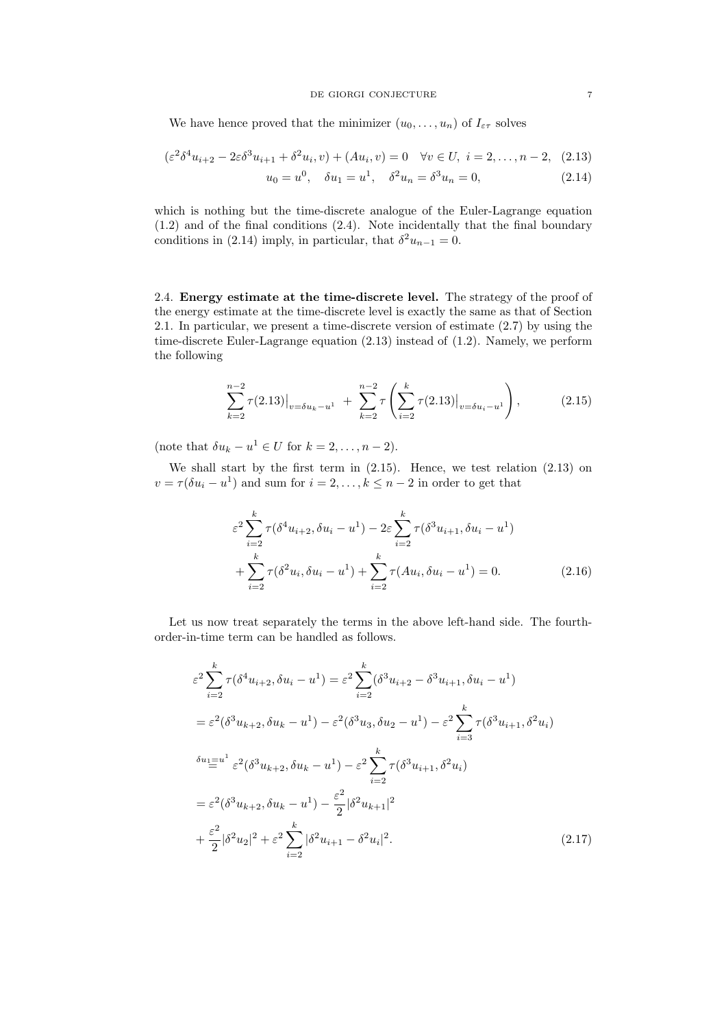We have hence proved that the minimizer $(u_0, \ldots, u_n)$ of $I_{\varepsilon\tau}$ solves

$$
(\varepsilon^2 \delta^4 u_{i+2} - 2\varepsilon \delta^3 u_{i+1} + \delta^2 u_i, v) + (Au_i, v) = 0 \quad \forall v \in U, \ i = 2, \ldots, n-2, \tag{2.13}
$$

$$
u_0 = u^0, \quad \delta u_1 = u^1, \quad \delta^2 u_n = \delta^3 u_n = 0, \tag{2.14}
$$

which is nothing but the time-discrete analogue of the Euler-Lagrange equation (1.2) and of the final conditions (2.4). Note incidentally that the final boundary conditions in (2.14) imply, in particular, that $\delta^2 u_{n-1} = 0$.

## 2.4. Energy estimate at the time-discrete level.

The strategy of the proof of the energy estimate at the time-discrete level is exactly the same as that of Section 2.1. In particular, we present a time-discrete version of estimate (2.7) by using the time-discrete Euler-Lagrange equation (2.13) instead of (1.2). Namely, we perform the following

$$
\sum_{k=2}^{n-2} \tau (2.13)\big|_{v = \delta u_k - u^1} \; + \; \sum_{k=2}^{n-2} \tau \left( \sum_{i=2}^{k} \tau (2.13)\big|_{v = \delta u_i - u^1} \right), \tag{2.15}
$$

(note that $\delta u_k - u^1 \in U$ for $k = 2, \ldots, n-2$).

We shall start by the first term in (2.15). Hence, we test relation (2.13) on $v = \tau(\delta u_i - u^1)$ and sum for $i = 2, \ldots, k \leq n-2$ in order to get that

$$
\begin{aligned}
&\varepsilon^2 \sum_{i=2}^{k} \tau (\delta^4 u_{i+2}, \delta u_i - u^1) - 2\varepsilon \sum_{i=2}^{k} \tau (\delta^3 u_{i+1}, \delta u_i - u^1) \\
&\quad + \sum_{i=2}^{k} \tau (\delta^2 u_i, \delta u_i - u^1) + \sum_{i=2}^{k} \tau (Au_i, \delta u_i - u^1) = 0.
\end{aligned} \tag{2.16}
$$

Let us now treat separately the terms in the above left-hand side. The fourth-order-in-time term can be handled as follows.

$$
\begin{aligned}
&\varepsilon^2 \sum_{i=2}^{k} \tau (\delta^4 u_{i+2}, \delta u_i - u^1) = \varepsilon^2 \sum_{i=2}^{k} (\delta^3 u_{i+2} - \delta^3 u_{i+1}, \delta u_i - u^1) \\
&= \varepsilon^2 (\delta^3 u_{k+2}, \delta u_k - u^1) - \varepsilon^2 (\delta^3 u_3, \delta u_2 - u^1) - \varepsilon^2 \sum_{i=3}^{k} \tau (\delta^3 u_{i+1}, \delta^2 u_i) \\
&\overset{\delta u_1 = u^1}{=} \varepsilon^2 (\delta^3 u_{k+2}, \delta u_k - u^1) - \varepsilon^2 \sum_{i=2}^{k} \tau (\delta^3 u_{i+1}, \delta^2 u_i) \\
&= \varepsilon^2 (\delta^3 u_{k+2}, \delta u_k - u^1) - \frac{\varepsilon^2}{2} |\delta^2 u_{k+1}|^2 \\
&+ \frac{\varepsilon^2}{2} |\delta^2 u_2|^2 + \varepsilon^2 \sum_{i=2}^{k} |\delta^2 u_{i+1} - \delta^2 u_i|^2.
\end{aligned} \tag{2.17}
$$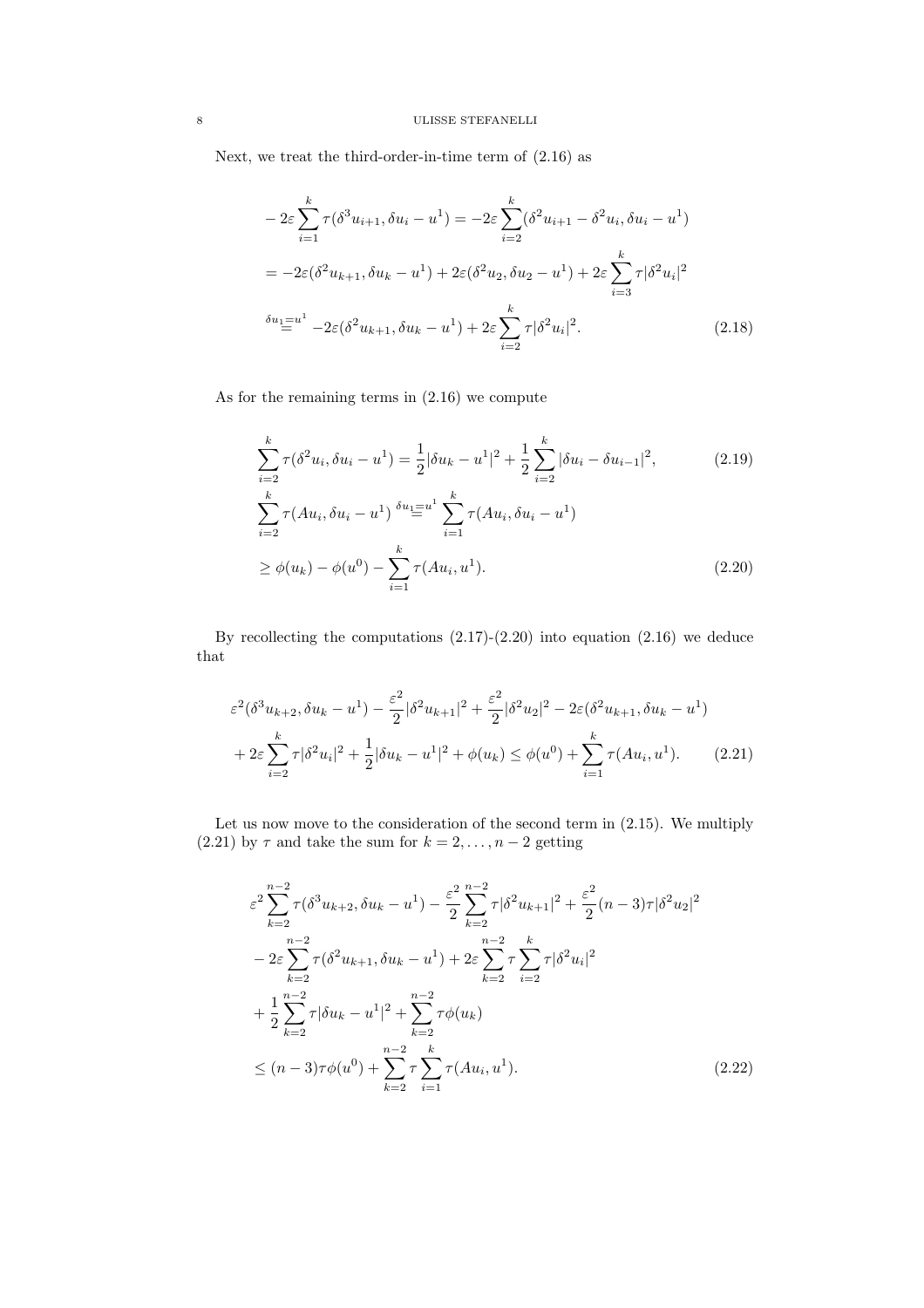Next, we treat the third-order-in-time term of (2.16) as

$$
\begin{aligned}
&-2\varepsilon\sum_{i=1}^{k}\tau(\delta^3 u_{i+1},\delta u_i-u^1) = -2\varepsilon\sum_{i=2}^{k}(\delta^2 u_{i+1}-\delta^2 u_i,\delta u_i-u^1)\\
&= -2\varepsilon(\delta^2 u_{k+1},\delta u_k-u^1)+2\varepsilon(\delta^2 u_2,\delta u_2-u^1)+2\varepsilon\sum_{i=3}^{k}\tau|\delta^2 u_i|^2\\
&\overset{\delta u_1=u^1}{=} -2\varepsilon(\delta^2 u_{k+1},\delta u_k-u^1)+2\varepsilon\sum_{i=2}^{k}\tau|\delta^2 u_i|^2. 
\end{aligned}
\tag{2.18}
$$

As for the remaining terms in (2.16) we compute

$$
\sum_{i=2}^{k}\tau(\delta^2 u_i,\delta u_i-u^1) = \frac{1}{2}|\delta u_k-u^1|^2+\frac{1}{2}\sum_{i=2}^{k}|\delta u_i-\delta u_{i-1}|^2, \tag{2.19}
$$

$$
\begin{aligned}
&\sum_{i=2}^{k}\tau(Au_i,\delta u_i-u^1) \overset{\delta u_1=u^1}{=} \sum_{i=1}^{k}\tau(Au_i,\delta u_i-u^1)\\
&\geq \phi(u_k)-\phi(u^0)-\sum_{i=1}^{k}\tau(Au_i,u^1).
\end{aligned}
\tag{2.20}
$$

By recollecting the computations (2.17)-(2.20) into equation (2.16) we deduce that

$$
\begin{aligned}
&\varepsilon^2(\delta^3 u_{k+2},\delta u_k-u^1)-\frac{\varepsilon^2}{2}|\delta^2 u_{k+1}|^2+\frac{\varepsilon^2}{2}|\delta^2 u_2|^2-2\varepsilon(\delta^2 u_{k+1},\delta u_k-u^1)\\
&+2\varepsilon\sum_{i=2}^{k}\tau|\delta^2 u_i|^2+\frac{1}{2}|\delta u_k-u^1|^2+\phi(u_k)\leq \phi(u^0)+\sum_{i=1}^{k}\tau(Au_i,u^1).
\end{aligned}
\tag{2.21}
$$

Let us now move to the consideration of the second term in (2.15). We multiply (2.21) by $\tau$ and take the sum for $k=2,\dots,n-2$ getting

$$
\begin{aligned}
&\varepsilon^2\sum_{k=2}^{n-2}\tau(\delta^3 u_{k+2},\delta u_k-u^1)-\frac{\varepsilon^2}{2}\sum_{k=2}^{n-2}\tau|\delta^2 u_{k+1}|^2+\frac{\varepsilon^2}{2}(n-3)\tau|\delta^2 u_2|^2\\
&-2\varepsilon\sum_{k=2}^{n-2}\tau(\delta^2 u_{k+1},\delta u_k-u^1)+2\varepsilon\sum_{k=2}^{n-2}\tau\sum_{i=2}^{k}\tau|\delta^2 u_i|^2\\
&+\frac{1}{2}\sum_{k=2}^{n-2}\tau|\delta u_k-u^1|^2+\sum_{k=2}^{n-2}\tau\phi(u_k)\\
&\leq (n-3)\tau\phi(u^0)+\sum_{k=2}^{n-2}\tau\sum_{i=1}^{k}\tau(Au_i,u^1).
\end{aligned}
\tag{2.22}
$$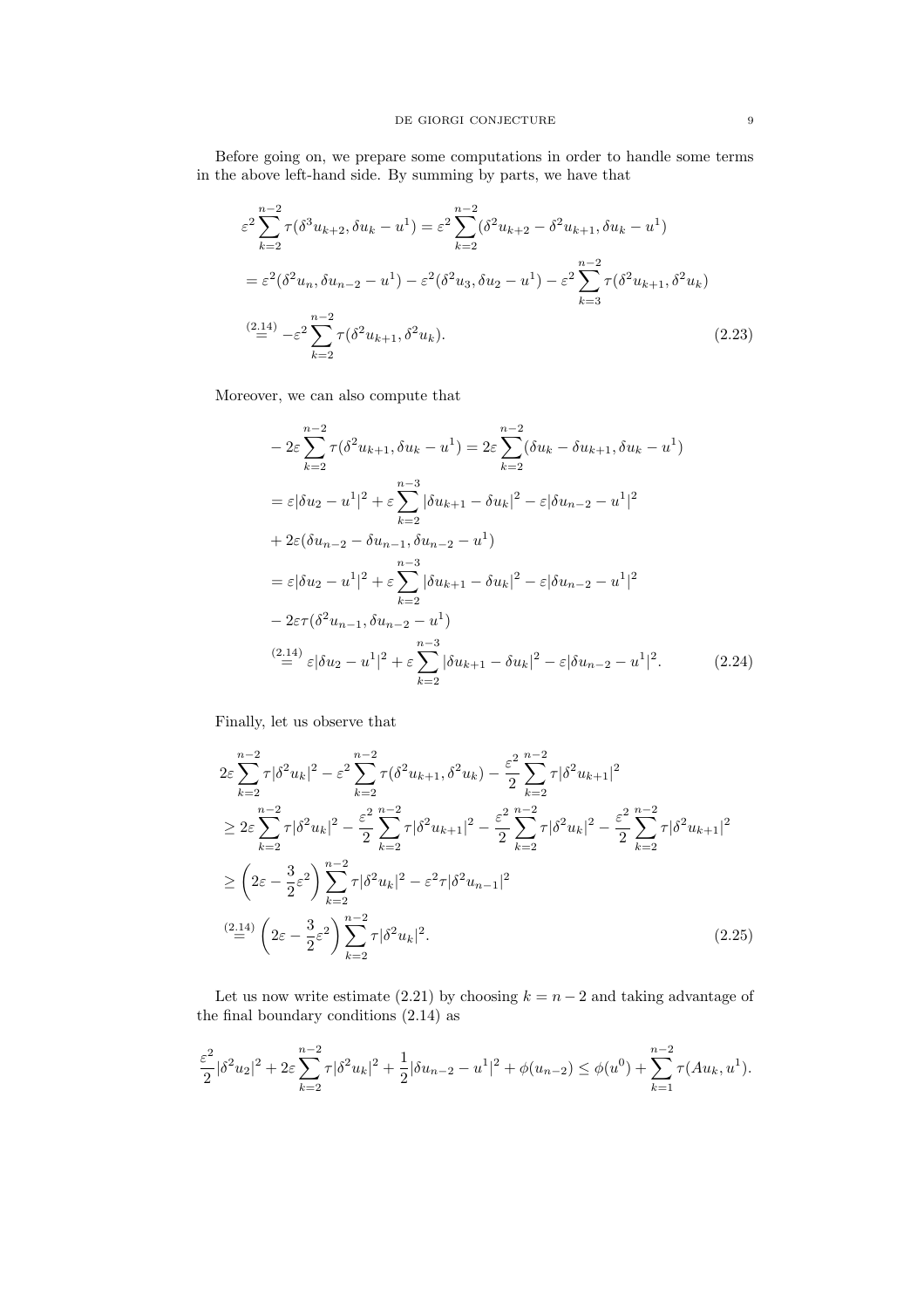Before going on, we prepare some computations in order to handle some terms in the above left-hand side. By summing by parts, we have that

$$
\begin{aligned}
&\varepsilon^2 \sum_{k=2}^{n-2} \tau(\delta^3 u_{k+2}, \delta u_k - u^1) = \varepsilon^2 \sum_{k=2}^{n-2} (\delta^2 u_{k+2} - \delta^2 u_{k+1}, \delta u_k - u^1) \\
&= \varepsilon^2 (\delta^2 u_n, \delta u_{n-2} - u^1) - \varepsilon^2 (\delta^2 u_3, \delta u_2 - u^1) - \varepsilon^2 \sum_{k=3}^{n-2} \tau(\delta^2 u_{k+1}, \delta^2 u_k) \\
&\overset{(2.14)}{=} -\varepsilon^2 \sum_{k=2}^{n-2} \tau(\delta^2 u_{k+1}, \delta^2 u_k). \qquad (2.23)
\end{aligned}
$$

Moreover, we can also compute that

$$
\begin{aligned}
&-2\varepsilon \sum_{k=2}^{n-2} \tau(\delta^2 u_{k+1}, \delta u_k - u^1) = 2\varepsilon \sum_{k=2}^{n-2} (\delta u_k - \delta u_{k+1}, \delta u_k - u^1) \\
&= \varepsilon |\delta u_2 - u^1|^2 + \varepsilon \sum_{k=2}^{n-3} |\delta u_{k+1} - \delta u_k|^2 - \varepsilon |\delta u_{n-2} - u^1|^2 \\
&\quad + 2\varepsilon (\delta u_{n-2} - \delta u_{n-1}, \delta u_{n-2} - u^1) \\
&= \varepsilon |\delta u_2 - u^1|^2 + \varepsilon \sum_{k=2}^{n-3} |\delta u_{k+1} - \delta u_k|^2 - \varepsilon |\delta u_{n-2} - u^1|^2 \\
&\quad - 2\varepsilon \tau (\delta^2 u_{n-1}, \delta u_{n-2} - u^1) \\
&\overset{(2.14)}{=} \varepsilon |\delta u_2 - u^1|^2 + \varepsilon \sum_{k=2}^{n-3} |\delta u_{k+1} - \delta u_k|^2 - \varepsilon |\delta u_{n-2} - u^1|^2. \qquad (2.24)
\end{aligned}
$$

Finally, let us observe that

$$
\begin{aligned}
&2\varepsilon \sum_{k=2}^{n-2} \tau |\delta^2 u_k|^2 - \varepsilon^2 \sum_{k=2}^{n-2} \tau(\delta^2 u_{k+1}, \delta^2 u_k) - \frac{\varepsilon^2}{2} \sum_{k=2}^{n-2} \tau |\delta^2 u_{k+1}|^2 \\
&\geq 2\varepsilon \sum_{k=2}^{n-2} \tau |\delta^2 u_k|^2 - \frac{\varepsilon^2}{2} \sum_{k=2}^{n-2} \tau |\delta^2 u_{k+1}|^2 - \frac{\varepsilon^2}{2} \sum_{k=2}^{n-2} \tau |\delta^2 u_k|^2 - \frac{\varepsilon^2}{2} \sum_{k=2}^{n-2} \tau |\delta^2 u_{k+1}|^2 \\
&\geq \left(2\varepsilon - \frac{3}{2}\varepsilon^2\right) \sum_{k=2}^{n-2} \tau |\delta^2 u_k|^2 - \varepsilon^2 \tau |\delta^2 u_{n-1}|^2 \\
&\overset{(2.14)}{=} \left(2\varepsilon - \frac{3}{2}\varepsilon^2\right) \sum_{k=2}^{n-2} \tau |\delta^2 u_k|^2. \qquad (2.25)
\end{aligned}
$$

Let us now write estimate (2.21) by choosing $k = n-2$ and taking advantage of the final boundary conditions (2.14) as

$$
\frac{\varepsilon^2}{2} |\delta^2 u_2|^2 + 2\varepsilon \sum_{k=2}^{n-2} \tau |\delta^2 u_k|^2 + \frac{1}{2} |\delta u_{n-2} - u^1|^2 + \phi(u_{n-2}) \leq \phi(u^0) + \sum_{k=1}^{n-2} \tau (A u_k, u^1).
$$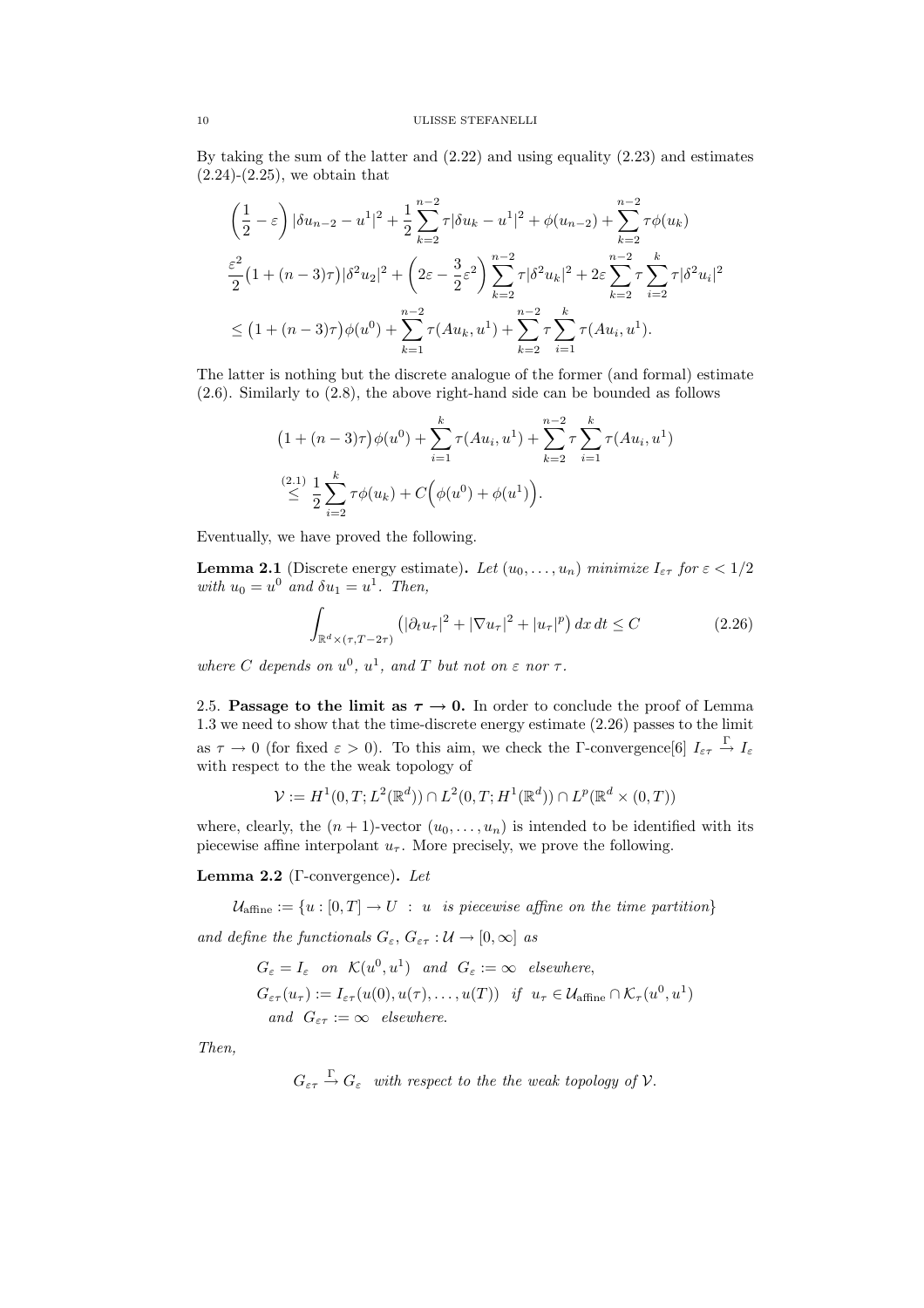By taking the sum of the latter and (2.22) and using equality (2.23) and estimates (2.24)-(2.25), we obtain that

$$
\begin{aligned}
&\left(\frac{1}{2}-\varepsilon\right)|\delta u_{n-2}-u^1|^2+\frac{1}{2}\sum_{k=2}^{n-2}\tau|\delta u_k-u^1|^2+\phi(u_{n-2})+\sum_{k=2}^{n-2}\tau\phi(u_k)\\
&\frac{\varepsilon^2}{2}\big(1+(n-3)\tau\big)|\delta^2 u_2|^2+\left(2\varepsilon-\frac{3}{2}\varepsilon^2\right)\sum_{k=2}^{n-2}\tau|\delta^2 u_k|^2+2\varepsilon\sum_{k=2}^{n-2}\tau\sum_{i=2}^{k}\tau|\delta^2 u_i|^2\\
&\leq \big(1+(n-3)\tau\big)\phi(u^0)+\sum_{k=1}^{n-2}\tau(Au_k,u^1)+\sum_{k=2}^{n-2}\tau\sum_{i=1}^{k}\tau(Au_i,u^1).
\end{aligned}
$$

The latter is nothing but the discrete analogue of the former (and formal) estimate (2.6). Similarly to (2.8), the above right-hand side can be bounded as follows

$$
\begin{aligned}
&\big(1+(n-3)\tau\big)\phi(u^0)+\sum_{i=1}^{k}\tau(Au_i,u^1)+\sum_{k=2}^{n-2}\tau\sum_{i=1}^{k}\tau(Au_i,u^1)\\
&\stackrel{(2.1)}{\leq}\ \frac{1}{2}\sum_{i=2}^{k}\tau\phi(u_k)+C\Big(\phi(u^0)+\phi(u^1)\Big).
\end{aligned}
$$

Eventually, we have proved the following.

**Lemma 2.1** (Discrete energy estimate)**.** *Let $(u_0,\dots,u_n)$ minimize $I_{\varepsilon\tau}$ for $\varepsilon<1/2$ with $u_0=u^0$ and $\delta u_1=u^1$. Then,*

$$
\int_{\mathbb{R}^d\times(\tau,T-2\tau)}\big(|\partial_t u_\tau|^2+|\nabla u_\tau|^2+|u_\tau|^p\big)\,dx\,dt\leq C \tag{2.26}
$$

*where $C$ depends on $u^0$, $u^1$, and $T$ but not on $\varepsilon$ nor $\tau$.*

2.5. **Passage to the limit as $\boldsymbol{\tau\to 0}$.** In order to conclude the proof of Lemma 1.3 we need to show that the time-discrete energy estimate (2.26) passes to the limit as $\tau\to 0$ (for fixed $\varepsilon>0$). To this aim, we check the Γ-convergence[6] $I_{\varepsilon\tau}\stackrel{\Gamma}{\to}I_\varepsilon$ with respect to the the weak topology of

$$
\mathcal{V}:=H^1(0,T;L^2(\mathbb{R}^d))\cap L^2(0,T;H^1(\mathbb{R}^d))\cap L^p(\mathbb{R}^d\times(0,T))
$$

where, clearly, the $(n+1)$-vector $(u_0,\dots,u_n)$ is intended to be identified with its piecewise affine interpolant $u_\tau$. More precisely, we prove the following.

**Lemma 2.2** (Γ-convergence)**.** *Let*

$$
\mathcal{U}_{\rm affine}:=\{u:[0,T]\to U\ :\ u\ \ \textit{is piecewise affine on the time partition}\}
$$

*and define the functionals $G_\varepsilon$, $G_{\varepsilon\tau}:\mathcal{U}\to[0,\infty]$ as*

$$
\begin{aligned}
&G_\varepsilon=I_\varepsilon\quad\text{on}\quad\mathcal{K}(u^0,u^1)\quad\text{and}\quad G_\varepsilon:=\infty\quad\text{elsewhere},\\
&G_{\varepsilon\tau}(u_\tau):=I_{\varepsilon\tau}(u(0),u(\tau),\dots,u(T))\quad\text{if}\quad u_\tau\in\mathcal{U}_{\rm affine}\cap\mathcal{K}_\tau(u^0,u^1)\\
&\quad\text{and}\quad G_{\varepsilon\tau}:=\infty\quad\text{elsewhere}.
\end{aligned}
$$

*Then,*

$$
G_{\varepsilon\tau}\stackrel{\Gamma}{\to}G_\varepsilon\quad\textit{with respect to the the weak topology of }\mathcal{V}.
$$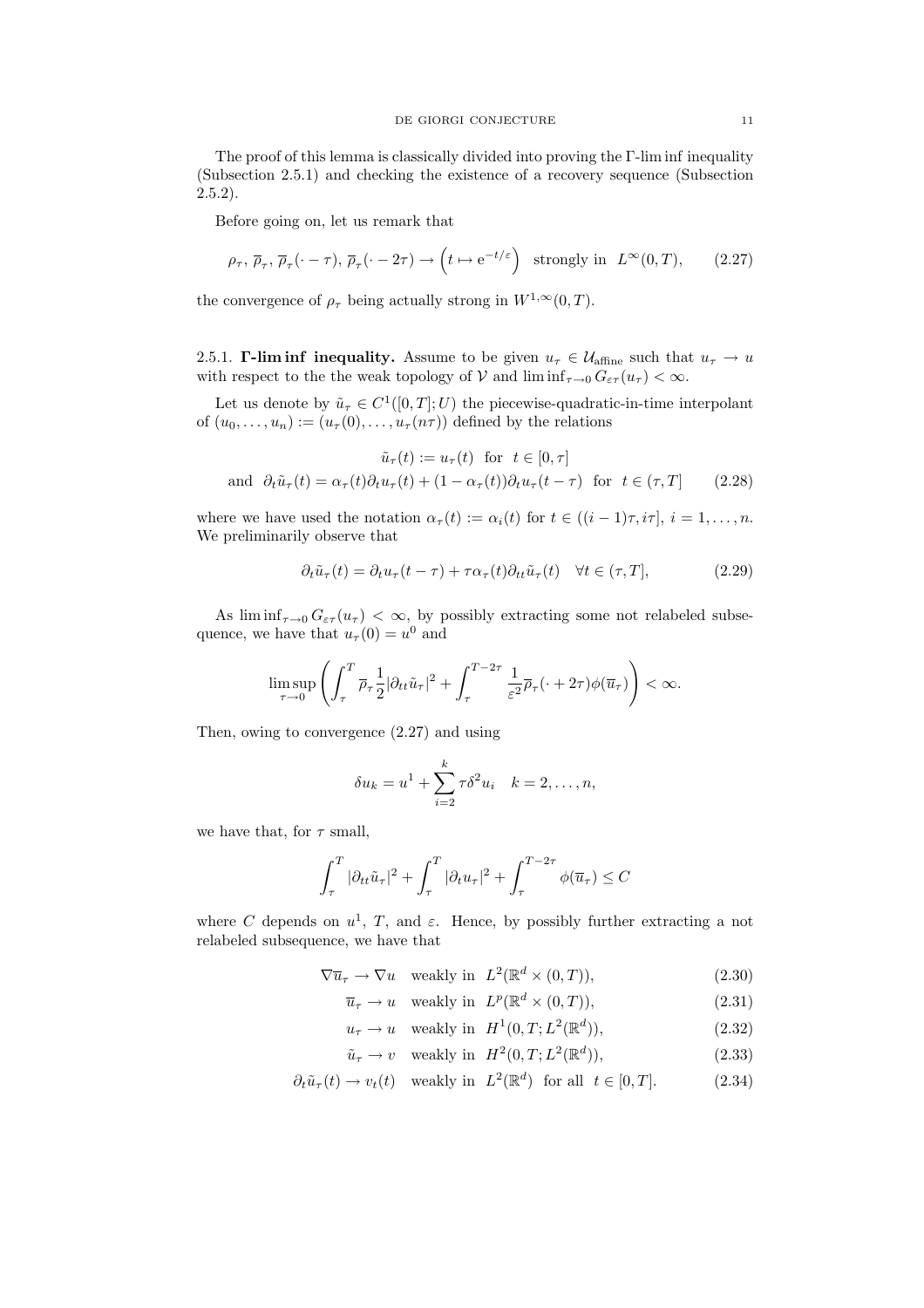The proof of this lemma is classically divided into proving the Γ-lim inf inequality (Subsection 2.5.1) and checking the existence of a recovery sequence (Subsection 2.5.2).

Before going on, let us remark that

$$\rho_\tau,\ \overline{\rho}_\tau,\ \overline{\rho}_\tau(\cdot-\tau),\ \overline{\rho}_\tau(\cdot-2\tau) \to \left(t\mapsto \mathrm{e}^{-t/\varepsilon}\right) \quad \text{strongly in} \quad L^\infty(0,T), \tag{2.27}$$

the convergence of $\rho_\tau$ being actually strong in $W^{1,\infty}(0,T)$.

### 2.5.1. Γ-lim inf inequality.

Assume to be given $u_\tau \in \mathcal{U}_{\mathrm{affine}}$ such that $u_\tau \to u$ with respect to the the weak topology of $\mathcal{V}$ and $\liminf_{\tau\to 0} G_{\varepsilon\tau}(u_\tau) < \infty$.

Let us denote by $\tilde{u}_\tau \in C^1([0,T];U)$ the piecewise-quadratic-in-time interpolant of $(u_0,\ldots,u_n) := (u_\tau(0),\ldots,u_\tau(n\tau))$ defined by the relations

$$\begin{aligned} &\tilde{u}_\tau(t) := u_\tau(t) \quad \text{for} \quad t\in[0,\tau] \\ \text{and} \quad &\partial_t\tilde{u}_\tau(t) = \alpha_\tau(t)\partial_t u_\tau(t) + (1-\alpha_\tau(t))\partial_t u_\tau(t-\tau) \quad \text{for} \quad t\in(\tau,T] \end{aligned} \tag{2.28}$$

where we have used the notation $\alpha_\tau(t) := \alpha_i(t)$ for $t\in((i-1)\tau,i\tau]$, $i=1,\ldots,n$. We preliminarily observe that

$$\partial_t\tilde{u}_\tau(t) = \partial_t u_\tau(t-\tau) + \tau\alpha_\tau(t)\partial_{tt}\tilde{u}_\tau(t) \quad \forall t\in(\tau,T], \tag{2.29}$$

As $\liminf_{\tau\to 0} G_{\varepsilon\tau}(u_\tau) < \infty$, by possibly extracting some not relabeled subsequence, we have that $u_\tau(0) = u^0$ and

$$\limsup_{\tau\to 0}\left(\int_\tau^T \overline{\rho}_\tau\frac{1}{2}|\partial_{tt}\tilde{u}_\tau|^2 + \int_\tau^{T-2\tau}\frac{1}{\varepsilon^2}\overline{\rho}_\tau(\cdot+2\tau)\phi(\overline{u}_\tau)\right) < \infty.$$

Then, owing to convergence (2.27) and using

$$\delta u_k = u^1 + \sum_{i=2}^k \tau\delta^2 u_i \quad k=2,\ldots,n,$$

we have that, for $\tau$ small,

$$\int_\tau^T |\partial_{tt}\tilde{u}_\tau|^2 + \int_\tau^T |\partial_t u_\tau|^2 + \int_\tau^{T-2\tau}\phi(\overline{u}_\tau) \le C$$

where $C$ depends on $u^1$, $T$, and $\varepsilon$. Hence, by possibly further extracting a not relabeled subsequence, we have that

$$\nabla\overline{u}_\tau \to \nabla u \quad \text{weakly in} \quad L^2(\mathbb{R}^d\times(0,T)), \tag{2.30}$$

$$\overline{u}_\tau \to u \quad \text{weakly in} \quad L^p(\mathbb{R}^d\times(0,T)), \tag{2.31}$$

$$u_\tau \to u \quad \text{weakly in} \quad H^1(0,T;L^2(\mathbb{R}^d)), \tag{2.32}$$

$$\tilde{u}_\tau \to v \quad \text{weakly in} \quad H^2(0,T;L^2(\mathbb{R}^d)), \tag{2.33}$$

$$\partial_t\tilde{u}_\tau(t) \to v_t(t) \quad \text{weakly in} \quad L^2(\mathbb{R}^d) \quad \text{for all} \quad t\in[0,T]. \tag{2.34}$$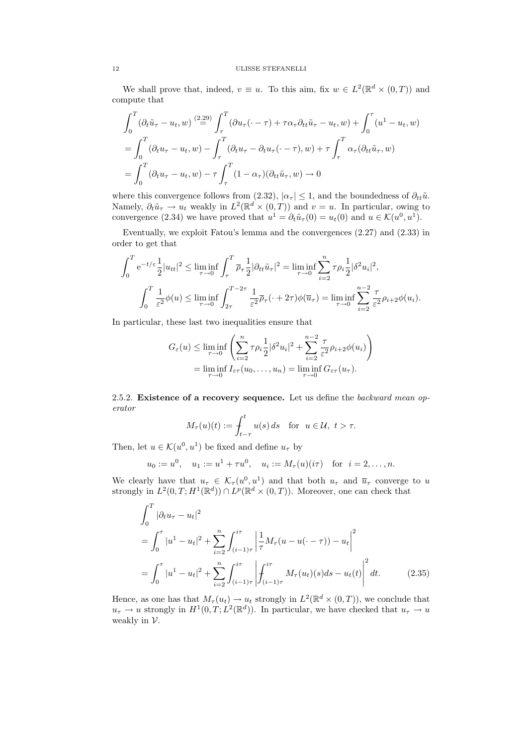We shall prove that, indeed, $v \equiv u$. To this aim, fix $w \in L^2(\mathbb{R}^d \times (0,T))$ and compute that

$$
\begin{aligned}
\int_0^T (\partial_t \tilde{u}_\tau - u_t, w) &\overset{(2.29)}{=} \int_\tau^T (\partial u_\tau(\cdot - \tau) + \tau \alpha_\tau \partial_{tt} \tilde{u}_\tau - u_t, w) + \int_0^\tau (u^1 - u_t, w) \\
&= \int_0^T (\partial_t u_\tau - u_t, w) - \int_\tau^T (\partial_t u_\tau - \partial_t u_\tau(\cdot - \tau), w) + \tau \int_\tau^T \alpha_\tau (\partial_{tt} \tilde{u}_\tau, w) \\
&= \int_0^T (\partial_t u_\tau - u_t, w) - \tau \int_\tau^T (1 - \alpha_\tau)(\partial_{tt} \tilde{u}_\tau, w) \to 0
\end{aligned}
$$

where this convergence follows from (2.32), $|\alpha_\tau| \leq 1$, and the boundedness of $\partial_{tt} \tilde{u}$. Namely, $\partial_t \tilde{u}_\tau \to u_t$ weakly in $L^2(\mathbb{R}^d \times (0,T))$ and $v = u$. In particular, owing to convergence (2.34) we have proved that $u^1 = \partial_t \tilde{u}_\tau(0) = u_t(0)$ and $u \in \mathcal{K}(u^0, u^1)$.

Eventually, we exploit Fatou's lemma and the convergences (2.27) and (2.33) in order to get that

$$
\int_0^T \mathrm{e}^{-t/\varepsilon} \frac{1}{2} |u_{tt}|^2 \leq \liminf_{\tau \to 0} \int_\tau^T \overline{\rho}_\tau \frac{1}{2} |\partial_{tt} \tilde{u}_\tau|^2 = \liminf_{\tau \to 0} \sum_{i=2}^n \tau \rho_i \frac{1}{2} |\delta^2 u_i|^2,
$$

$$
\int_0^T \frac{1}{\varepsilon^2} \phi(u) \leq \liminf_{\tau \to 0} \int_{2\tau}^{T-2\tau} \frac{1}{\varepsilon^2} \overline{\rho}_\tau(\cdot + 2\tau) \phi(\overline{u}_\tau) = \liminf_{\tau \to 0} \sum_{i=2}^{n-2} \frac{\tau}{\varepsilon^2} \rho_{i+2} \phi(u_i).
$$

In particular, these last two inequalities ensure that

$$
\begin{aligned}
G_\varepsilon(u) &\leq \liminf_{\tau \to 0} \left( \sum_{i=2}^n \tau \rho_i \frac{1}{2} |\delta^2 u_i|^2 + \sum_{i=2}^{n-2} \frac{\tau}{\varepsilon^2} \rho_{i+2} \phi(u_i) \right) \\
&= \liminf_{\tau \to 0} I_{\varepsilon\tau}(u_0, \dots, u_n) = \liminf_{\tau \to 0} G_{\varepsilon\tau}(u_\tau).
\end{aligned}
$$

2.5.2. **Existence of a recovery sequence.** Let us define the *backward mean operator*

$$
M_\tau(u)(t) := \fint_{t-\tau}^t u(s)\, ds \quad \text{for } u \in \mathcal{U},\ t > \tau.
$$

Then, let $u \in \mathcal{K}(u^0, u^1)$ be fixed and define $u_\tau$ by

$$
u_0 := u^0, \quad u_1 := u^1 + \tau u^0, \quad u_i := M_\tau(u)(i\tau) \quad \text{for } i = 2, \dots, n.
$$

We clearly have that $u_\tau \in \mathcal{K}_\tau(u^0, u^1)$ and that both $u_\tau$ and $\overline{u}_\tau$ converge to $u$ strongly in $L^2(0,T; H^1(\mathbb{R}^d)) \cap L^p(\mathbb{R}^d \times (0,T))$. Moreover, one can check that

$$
\begin{aligned}
&\int_0^T |\partial_t u_\tau - u_t|^2 \\
&= \int_0^\tau |u^1 - u_t|^2 + \sum_{i=2}^n \int_{(i-1)\tau}^{i\tau} \left| \frac{1}{\tau} M_\tau(u - u(\cdot - \tau)) - u_t \right|^2 \\
&= \int_0^\tau |u^1 - u_t|^2 + \sum_{i=2}^n \int_{(i-1)\tau}^{i\tau} \left| \fint_{(i-1)\tau}^{i\tau} M_\tau(u_t)(s) ds - u_t(t) \right|^2 dt. \qquad (2.35)
\end{aligned}
$$

Hence, as one has that $M_\tau(u_t) \to u_t$ strongly in $L^2(\mathbb{R}^d \times (0,T))$, we conclude that $u_\tau \to u$ strongly in $H^1(0,T; L^2(\mathbb{R}^d))$. In particular, we have checked that $u_\tau \to u$ weakly in $\mathcal{V}$.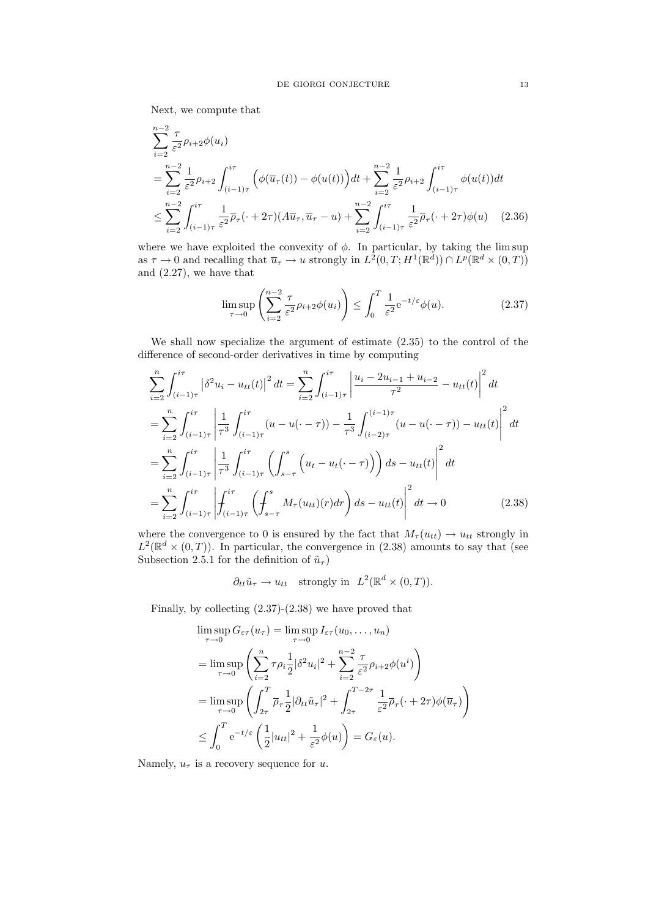Next, we compute that

$$
\begin{aligned}
&\sum_{i=2}^{n-2} \frac{\tau}{\varepsilon^2}\rho_{i+2}\phi(u_i) \\
&= \sum_{i=2}^{n-2} \frac{1}{\varepsilon^2}\rho_{i+2}\int_{(i-1)\tau}^{i\tau} \Big(\phi(\overline{u}_\tau(t)) - \phi(u(t))\Big)dt + \sum_{i=2}^{n-2} \frac{1}{\varepsilon^2}\rho_{i+2}\int_{(i-1)\tau}^{i\tau} \phi(u(t))dt \\
&\le \sum_{i=2}^{n-2}\int_{(i-1)\tau}^{i\tau} \frac{1}{\varepsilon^2}\overline{\rho}_\tau(\cdot+2\tau)(A\overline{u}_\tau, \overline{u}_\tau - u) + \sum_{i=2}^{n-2}\int_{(i-1)\tau}^{i\tau} \frac{1}{\varepsilon^2}\overline{\rho}_\tau(\cdot+2\tau)\phi(u) \qquad (2.36)
\end{aligned}
$$

where we have exploited the convexity of $\phi$. In particular, by taking the lim sup as $\tau \to 0$ and recalling that $\overline{u}_\tau \to u$ strongly in $L^2(0,T;H^1(\mathbb{R}^d)) \cap L^p(\mathbb{R}^d \times (0,T))$ and (2.27), we have that

$$
\limsup_{\tau\to 0}\left(\sum_{i=2}^{n-2}\frac{\tau}{\varepsilon^2}\rho_{i+2}\phi(u_i)\right) \le \int_0^T \frac{1}{\varepsilon^2}\mathrm{e}^{-t/\varepsilon}\phi(u). \qquad (2.37)
$$

We shall now specialize the argument of estimate (2.35) to the control of the difference of second-order derivatives in time by computing

$$
\begin{aligned}
&\sum_{i=2}^{n}\int_{(i-1)\tau}^{i\tau}\left|\delta^2 u_i - u_{tt}(t)\right|^2 dt = \sum_{i=2}^{n}\int_{(i-1)\tau}^{i\tau}\left|\frac{u_i - 2u_{i-1} + u_{i-2}}{\tau^2} - u_{tt}(t)\right|^2 dt \\
&= \sum_{i=2}^{n}\int_{(i-1)\tau}^{i\tau}\left|\frac{1}{\tau^3}\int_{(i-1)\tau}^{i\tau}(u - u(\cdot-\tau)) - \frac{1}{\tau^3}\int_{(i-2)\tau}^{(i-1)\tau}(u - u(\cdot-\tau)) - u_{tt}(t)\right|^2 dt \\
&= \sum_{i=2}^{n}\int_{(i-1)\tau}^{i\tau}\left|\frac{1}{\tau^3}\int_{(i-1)\tau}^{i\tau}\left(\int_{s-\tau}^{s}\Big(u_t - u_t(\cdot-\tau)\Big)\right)ds - u_{tt}(t)\right|^2 dt \\
&= \sum_{i=2}^{n}\int_{(i-1)\tau}^{i\tau}\left|\fint_{(i-1)\tau}^{i\tau}\left(\fint_{s-\tau}^{s} M_\tau(u_{tt})(r)dr\right)ds - u_{tt}(t)\right|^2 dt \to 0 \qquad (2.38)
\end{aligned}
$$

where the convergence to 0 is ensured by the fact that $M_\tau(u_{tt}) \to u_{tt}$ strongly in $L^2(\mathbb{R}^d \times (0,T))$. In particular, the convergence in (2.38) amounts to say that (see Subsection 2.5.1 for the definition of $\tilde{u}_\tau$)

$$
\partial_{tt}\tilde{u}_\tau \to u_{tt} \quad \text{strongly in } \; L^2(\mathbb{R}^d \times (0,T)).
$$

Finally, by collecting (2.37)-(2.38) we have proved that

$$
\begin{aligned}
&\limsup_{\tau\to 0} G_{\varepsilon\tau}(u_\tau) = \limsup_{\tau\to 0} I_{\varepsilon\tau}(u_0,\ldots,u_n) \\
&= \limsup_{\tau\to 0}\left(\sum_{i=2}^{n}\tau\rho_i\frac{1}{2}|\delta^2 u_i|^2 + \sum_{i=2}^{n-2}\frac{\tau}{\varepsilon^2}\rho_{i+2}\phi(u^i)\right) \\
&= \limsup_{\tau\to 0}\left(\int_{2\tau}^{T}\overline{\rho}_\tau\frac{1}{2}|\partial_{tt}\tilde{u}_\tau|^2 + \int_{2\tau}^{T-2\tau}\frac{1}{\varepsilon^2}\overline{\rho}_\tau(\cdot+2\tau)\phi(\overline{u}_\tau)\right) \\
&\le \int_0^T \mathrm{e}^{-t/\varepsilon}\left(\frac{1}{2}|u_{tt}|^2 + \frac{1}{\varepsilon^2}\phi(u)\right) = G_\varepsilon(u).
\end{aligned}
$$

Namely, $u_\tau$ is a recovery sequence for $u$.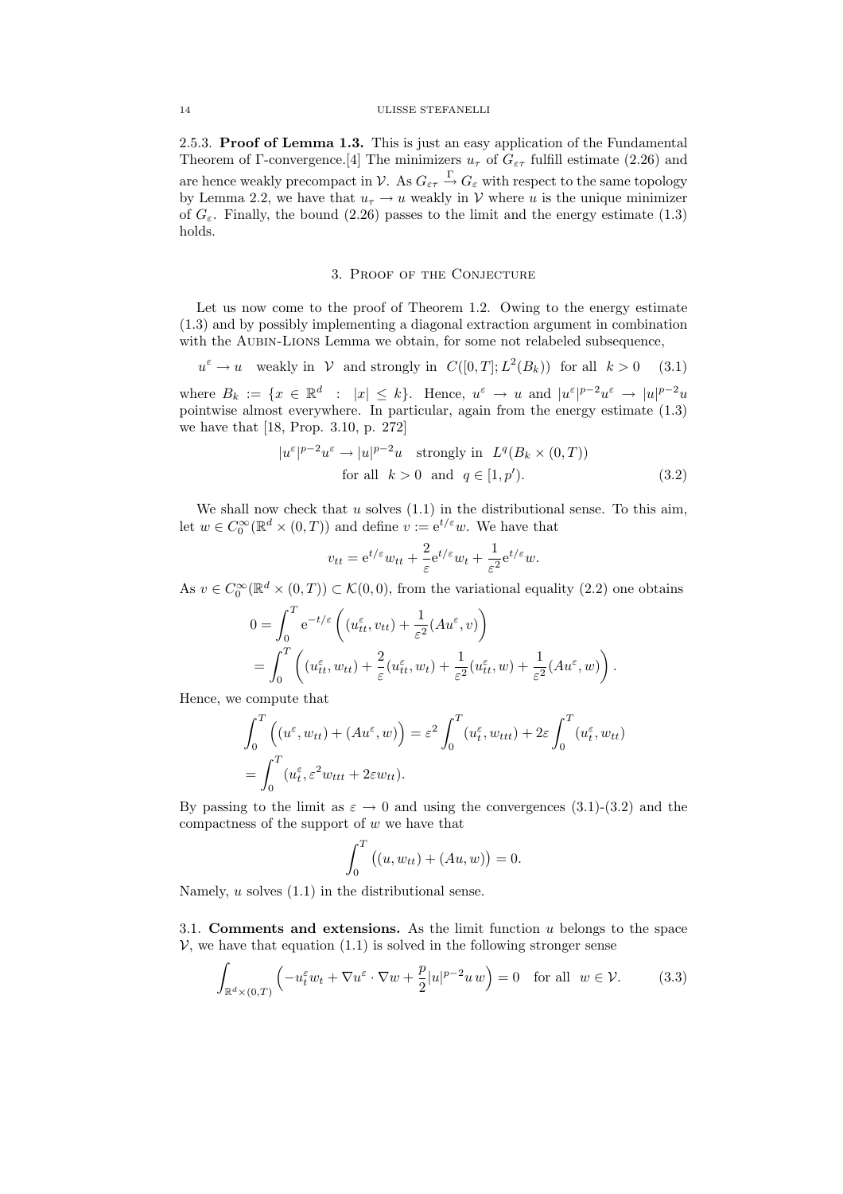2.5.3. **Proof of Lemma 1.3.** This is just an easy application of the Fundamental Theorem of Γ-convergence.[4] The minimizers $u_\tau$ of $G_{\varepsilon\tau}$ fulfill estimate (2.26) and are hence weakly precompact in $\mathcal{V}$. As $G_{\varepsilon\tau} \xrightarrow{\Gamma} G_\varepsilon$ with respect to the same topology by Lemma 2.2, we have that $u_\tau \to u$ weakly in $\mathcal{V}$ where $u$ is the unique minimizer of $G_\varepsilon$. Finally, the bound (2.26) passes to the limit and the energy estimate (1.3) holds.

## 3. Proof of the Conjecture

Let us now come to the proof of Theorem 1.2. Owing to the energy estimate (1.3) and by possibly implementing a diagonal extraction argument in combination with the Aubin-Lions Lemma we obtain, for some not relabeled subsequence,

$$u^\varepsilon \to u \quad \text{weakly in } \mathcal{V} \text{ and strongly in } C([0,T];L^2(B_k)) \text{ for all } k>0 \tag{3.1}$$

where $B_k := \{x \in \mathbb{R}^d \ : \ |x| \leq k\}$. Hence, $u^\varepsilon \to u$ and $|u^\varepsilon|^{p-2}u^\varepsilon \to |u|^{p-2}u$ pointwise almost everywhere. In particular, again from the energy estimate (1.3) we have that [18, Prop. 3.10, p. 272]

$$|u^\varepsilon|^{p-2}u^\varepsilon \to |u|^{p-2}u \quad \text{strongly in } L^q(B_k \times (0,T)) \quad \text{for all } k>0 \text{ and } q \in [1,p'). \tag{3.2}$$

We shall now check that $u$ solves (1.1) in the distributional sense. To this aim, let $w \in C_0^\infty(\mathbb{R}^d \times (0,T))$ and define $v := \mathrm{e}^{t/\varepsilon}w$. We have that

$$v_{tt} = \mathrm{e}^{t/\varepsilon}w_{tt} + \frac{2}{\varepsilon}\mathrm{e}^{t/\varepsilon}w_t + \frac{1}{\varepsilon^2}\mathrm{e}^{t/\varepsilon}w.$$

As $v \in C_0^\infty(\mathbb{R}^d \times (0,T)) \subset \mathcal{K}(0,0)$, from the variational equality (2.2) one obtains

$$\begin{aligned} 0 &= \int_0^T \mathrm{e}^{-t/\varepsilon}\left( (u^\varepsilon_{tt}, v_{tt}) + \frac{1}{\varepsilon^2}(Au^\varepsilon, v)\right) \\ &= \int_0^T \left( (u^\varepsilon_{tt}, w_{tt}) + \frac{2}{\varepsilon}(u^\varepsilon_{tt}, w_t) + \frac{1}{\varepsilon^2}(u^\varepsilon_{tt}, w) + \frac{1}{\varepsilon^2}(Au^\varepsilon, w)\right). \end{aligned}$$

Hence, we compute that

$$\begin{aligned} &\int_0^T \Big( (u^\varepsilon, w_{tt}) + (Au^\varepsilon, w)\Big) = \varepsilon^2 \int_0^T (u^\varepsilon_t, w_{ttt}) + 2\varepsilon \int_0^T (u^\varepsilon_t, w_{tt}) \\ &= \int_0^T (u^\varepsilon_t, \varepsilon^2 w_{ttt} + 2\varepsilon w_{tt}). \end{aligned}$$

By passing to the limit as $\varepsilon \to 0$ and using the convergences (3.1)-(3.2) and the compactness of the support of $w$ we have that

$$\int_0^T \big( (u, w_{tt}) + (Au, w)\big) = 0.$$

Namely, $u$ solves (1.1) in the distributional sense.

3.1. **Comments and extensions.** As the limit function $u$ belongs to the space $\mathcal{V}$, we have that equation (1.1) is solved in the following stronger sense

$$\int_{\mathbb{R}^d \times (0,T)} \Big( -u^\varepsilon_t w_t + \nabla u^\varepsilon \cdot \nabla w + \frac{p}{2}|u|^{p-2}u\, w\Big) = 0 \quad \text{for all } w \in \mathcal{V}. \tag{3.3}$$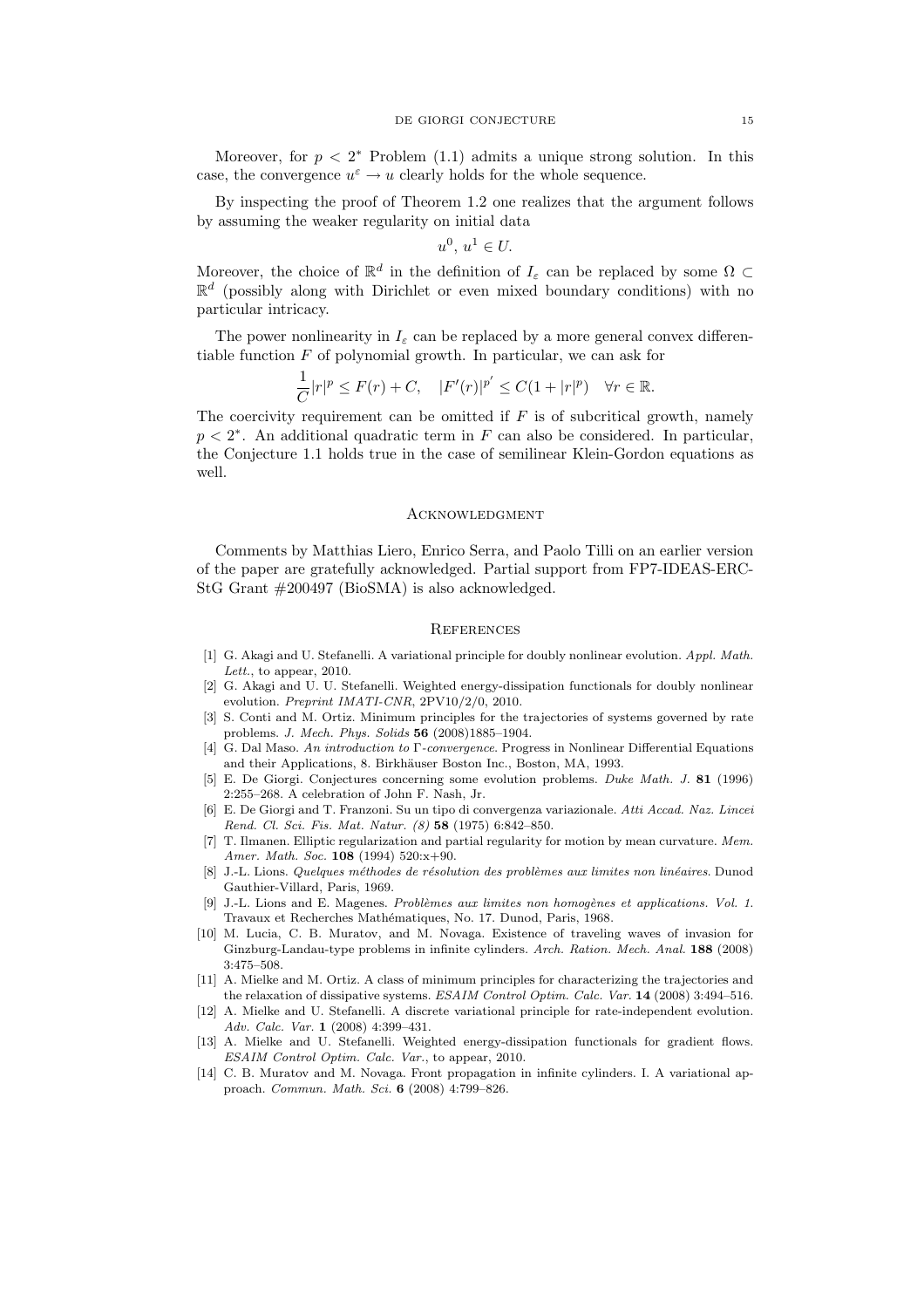Moreover, for $p < 2^*$ Problem (1.1) admits a unique strong solution. In this case, the convergence $u^\varepsilon \to u$ clearly holds for the whole sequence.

By inspecting the proof of Theorem 1.2 one realizes that the argument follows by assuming the weaker regularity on initial data

$$u^0, \, u^1 \in U.$$

Moreover, the choice of $\mathbb{R}^d$ in the definition of $I_\varepsilon$ can be replaced by some $\Omega \subset \mathbb{R}^d$ (possibly along with Dirichlet or even mixed boundary conditions) with no particular intricacy.

The power nonlinearity in $I_\varepsilon$ can be replaced by a more general convex differentiable function $F$ of polynomial growth. In particular, we can ask for

$$\frac{1}{C}|r|^p \leq F(r) + C, \quad |F'(r)|^{p'} \leq C(1 + |r|^p) \quad \forall r \in \mathbb{R}.$$

The coercivity requirement can be omitted if $F$ is of subcritical growth, namely $p < 2^*$. An additional quadratic term in $F$ can also be considered. In particular, the Conjecture 1.1 holds true in the case of semilinear Klein-Gordon equations as well.

## Acknowledgment

Comments by Matthias Liero, Enrico Serra, and Paolo Tilli on an earlier version of the paper are gratefully acknowledged. Partial support from FP7-IDEAS-ERC-StG Grant #200497 (BioSMA) is also acknowledged.

## References

[1] G. Akagi and U. Stefanelli. A variational principle for doubly nonlinear evolution. *Appl. Math. Lett.*, to appear, 2010.

[2] G. Akagi and U. U. Stefanelli. Weighted energy-dissipation functionals for doubly nonlinear evolution. *Preprint IMATI-CNR*, 2PV10/2/0, 2010.

[3] S. Conti and M. Ortiz. Minimum principles for the trajectories of systems governed by rate problems. *J. Mech. Phys. Solids* **56** (2008)1885–1904.

[4] G. Dal Maso. *An introduction to* Γ*-convergence*. Progress in Nonlinear Differential Equations and their Applications, 8. Birkhäuser Boston Inc., Boston, MA, 1993.

[5] E. De Giorgi. Conjectures concerning some evolution problems. *Duke Math. J.* **81** (1996) 2:255–268. A celebration of John F. Nash, Jr.

[6] E. De Giorgi and T. Franzoni. Su un tipo di convergenza variazionale. *Atti Accad. Naz. Lincei Rend. Cl. Sci. Fis. Mat. Natur. (8)* **58** (1975) 6:842–850.

[7] T. Ilmanen. Elliptic regularization and partial regularity for motion by mean curvature. *Mem. Amer. Math. Soc.* **108** (1994) 520:x+90.

[8] J.-L. Lions. *Quelques méthodes de résolution des problèmes aux limites non linéaires.* Dunod Gauthier-Villard, Paris, 1969.

[9] J.-L. Lions and E. Magenes. *Problèmes aux limites non homogènes et applications. Vol. 1.* Travaux et Recherches Mathématiques, No. 17. Dunod, Paris, 1968.

[10] M. Lucia, C. B. Muratov, and M. Novaga. Existence of traveling waves of invasion for Ginzburg-Landau-type problems in infinite cylinders. *Arch. Ration. Mech. Anal.* **188** (2008) 3:475–508.

[11] A. Mielke and M. Ortiz. A class of minimum principles for characterizing the trajectories and the relaxation of dissipative systems. *ESAIM Control Optim. Calc. Var.* **14** (2008) 3:494–516.

[12] A. Mielke and U. Stefanelli. A discrete variational principle for rate-independent evolution. *Adv. Calc. Var.* **1** (2008) 4:399–431.

[13] A. Mielke and U. Stefanelli. Weighted energy-dissipation functionals for gradient flows. *ESAIM Control Optim. Calc. Var.*, to appear, 2010.

[14] C. B. Muratov and M. Novaga. Front propagation in infinite cylinders. I. A variational approach. *Commun. Math. Sci.* **6** (2008) 4:799–826.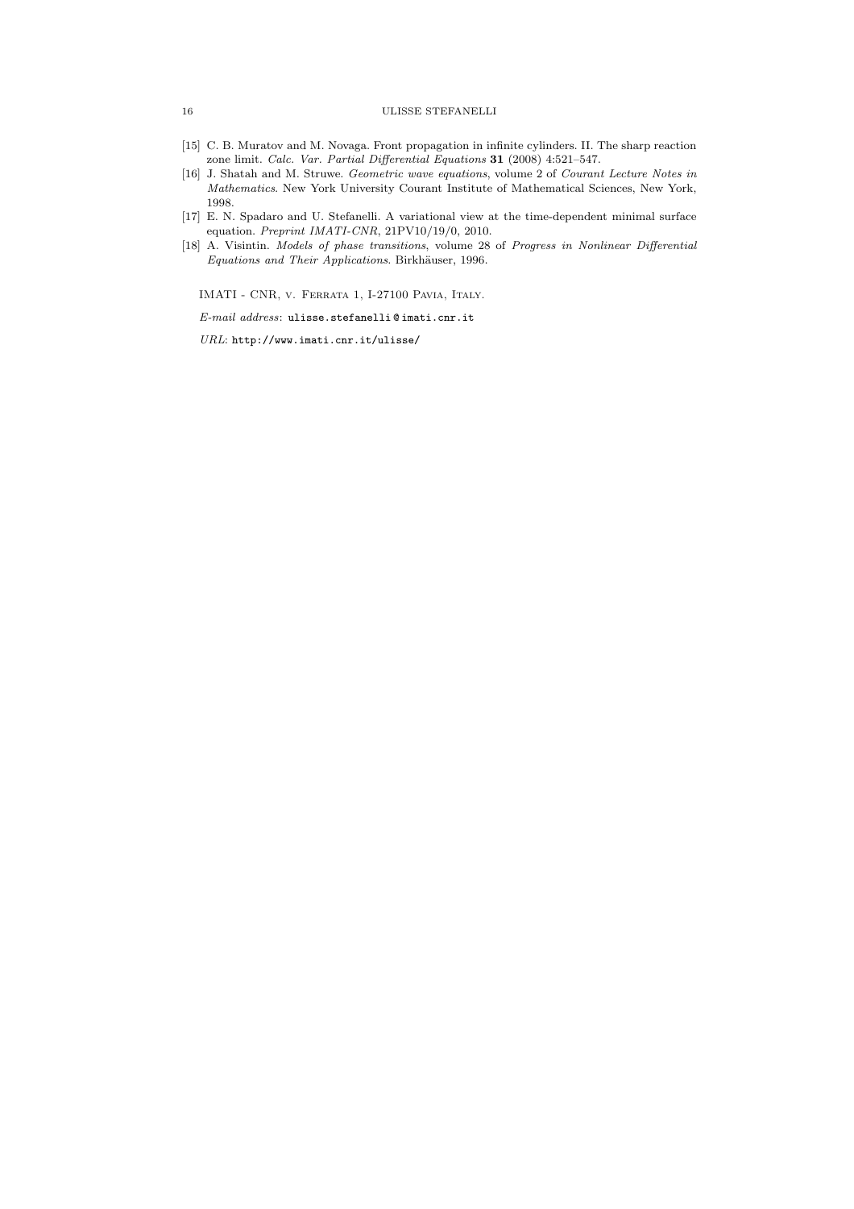[15] C. B. Muratov and M. Novaga. Front propagation in infinite cylinders. II. The sharp reaction zone limit. *Calc. Var. Partial Differential Equations* **31** (2008) 4:521–547.

[16] J. Shatah and M. Struwe. *Geometric wave equations*, volume 2 of *Courant Lecture Notes in Mathematics*. New York University Courant Institute of Mathematical Sciences, New York, 1998.

[17] E. N. Spadaro and U. Stefanelli. A variational view at the time-dependent minimal surface equation. *Preprint IMATI-CNR*, 21PV10/19/0, 2010.

[18] A. Visintin. *Models of phase transitions*, volume 28 of *Progress in Nonlinear Differential Equations and Their Applications*. Birkhäuser, 1996.

IMATI - CNR, v. Ferrata 1, I-27100 Pavia, Italy.

*E-mail address*: ulisse.stefanelli@imati.cnr.it

*URL*: http://www.imati.cnr.it/ulisse/